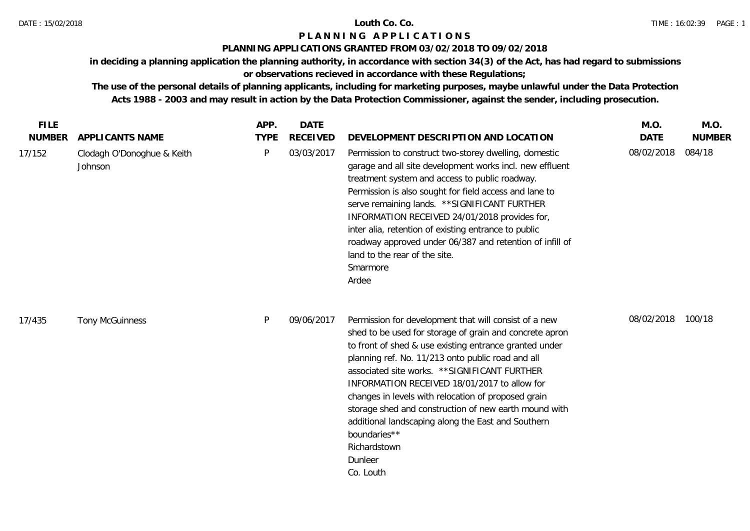# Louth Co. Co.

## PLANNING APPLICATIONS

### PLANNING APPLICATIONS GRANTED FROM 03/02/2018 TO 09/02/2018

**in deciding a planning application the planning authority, in accordance with section 34(3) of the Act, has had regard to submissions or observations recieved in accordance with these Regulations;**

**The use of the personal details of planning applicants, including for marketing purposes, maybe unlawful under the Data Protection Acts 1988 - 2003 and may result in action by the Data Protection Commissioner, against the sender, including prosecution.**

| FILE NUMBER | APPLICANTS NAME | APP. TYPE | DATE RECEIVED | DEVELOPMENT DESCRIPTION AND LOCATION | M.O. DATE | M.O. NUMBER |
|---|---|---|---|---|---|---|
| 17/152 | Clodagh O'Donoghue & Keith Johnson | P | 03/03/2017 | Permission to construct two-storey dwelling, domestic garage and all site development works incl. new effluent treatment system and access to public roadway. Permission is also sought for field access and lane to serve remaining lands. **SIGNIFICANT FURTHER INFORMATION RECEIVED 24/01/2018 provides for, inter alia, retention of existing entrance to public roadway approved under 06/387 and retention of infill of land to the rear of the site. Smarmore Ardee | 08/02/2018 | 084/18 |
| 17/435 | Tony McGuinness | P | 09/06/2017 | Permission for development that will consist of a new shed to be used for storage of grain and concrete apron to front of shed & use existing entrance granted under planning ref. No. 11/213 onto public road and all associated site works. **SIGNIFICANT FURTHER INFORMATION RECEIVED 18/01/2017 to allow for changes in levels with relocation of proposed grain storage shed and construction of new earth mound with additional landscaping along the East and Southern boundaries** Richardstown Dunleer Co. Louth | 08/02/2018 | 100/18 |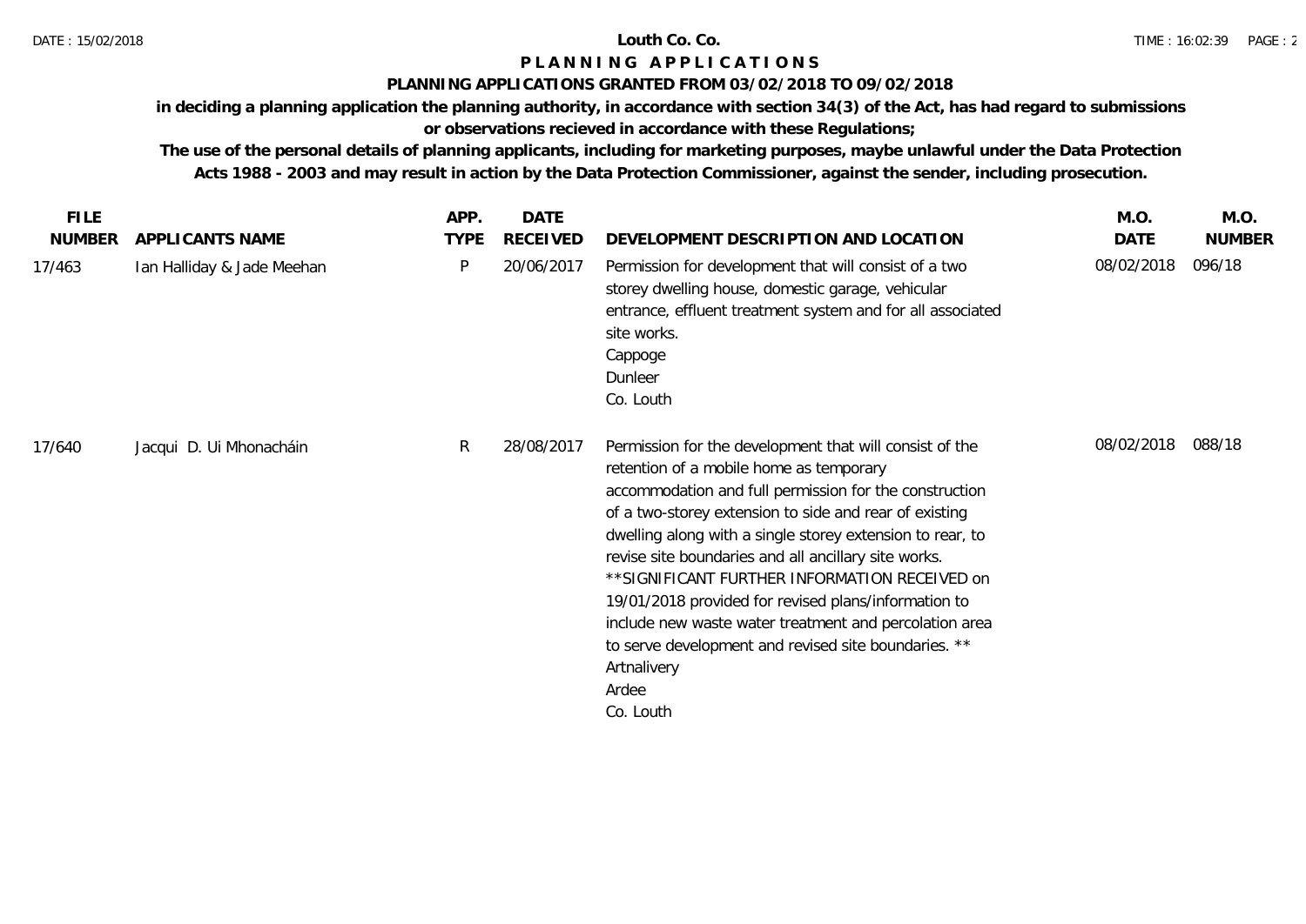**Louth Co. Co.**

# PLANNING APPLICATIONS

## PLANNING APPLICATIONS GRANTED FROM 03/02/2018 TO 09/02/2018

**in deciding a planning application the planning authority, in accordance with section 34(3) of the Act, has had regard to submissions or observations recieved in accordance with these Regulations;**

**The use of the personal details of planning applicants, including for marketing purposes, maybe unlawful under the Data Protection Acts 1988 - 2003 and may result in action by the Data Protection Commissioner, against the sender, including prosecution.**

| FILE NUMBER | APPLICANTS NAME | APP. TYPE | DATE RECEIVED | DEVELOPMENT DESCRIPTION AND LOCATION | M.O. DATE | M.O. NUMBER |
|---|---|---|---|---|---|---|
| 17/463 | Ian Halliday & Jade Meehan | P | 20/06/2017 | Permission for development that will consist of a two storey dwelling house, domestic garage, vehicular entrance, effluent treatment system and for all associated site works. Cappoge Dunleer Co. Louth | 08/02/2018 | 096/18 |
| 17/640 | Jacqui D. Ui Mhonacháin | R | 28/08/2017 | Permission for the development that will consist of the retention of a mobile home as temporary accommodation and full permission for the construction of a two-storey extension to side and rear of existing dwelling along with a single storey extension to rear, to revise site boundaries and all ancillary site works. **SIGNIFICANT FURTHER INFORMATION RECEIVED on 19/01/2018 provided for revised plans/information to include new waste water treatment and percolation area to serve development and revised site boundaries. ** Artnalivery Ardee Co. Louth | 08/02/2018 | 088/18 |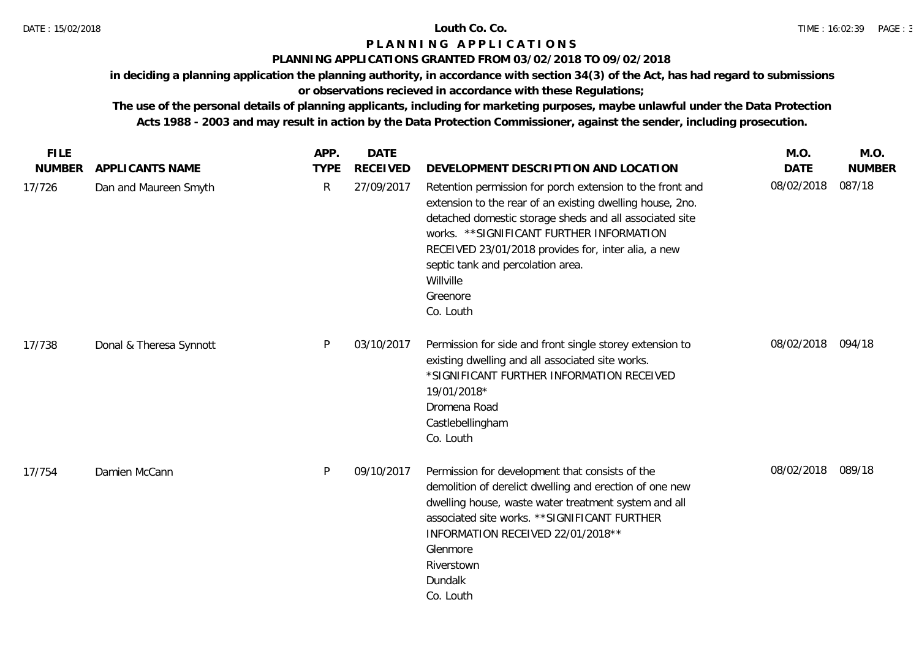# Louth Co. Co.

## P L A N N I N G   A P P L I C A T I O N S

### PLANNING APPLICATIONS GRANTED FROM 03/02/2018 TO 09/02/2018

**in deciding a planning application the planning authority, in accordance with section 34(3) of the Act, has had regard to submissions or observations recieved in accordance with these Regulations;**

**The use of the personal details of planning applicants, including for marketing purposes, maybe unlawful under the Data Protection Acts 1988 - 2003 and may result in action by the Data Protection Commissioner, against the sender, including prosecution.**

| FILE NUMBER | APPLICANTS NAME | APP. TYPE | DATE RECEIVED | DEVELOPMENT DESCRIPTION AND LOCATION | M.O. DATE | M.O. NUMBER |
|---|---|---|---|---|---|---|
| 17/726 | Dan and Maureen Smyth | R | 27/09/2017 | Retention permission for porch extension to the front and extension to the rear of an existing dwelling house, 2no. detached domestic storage sheds and all associated site works. **SIGNIFICANT FURTHER INFORMATION RECEIVED 23/01/2018 provides for, inter alia, a new septic tank and percolation area. Willville Greenore Co. Louth | 08/02/2018 | 087/18 |
| 17/738 | Donal & Theresa Synnott | P | 03/10/2017 | Permission for side and front single storey extension to existing dwelling and all associated site works. *SIGNIFICANT FURTHER INFORMATION RECEIVED 19/01/2018* Dromena Road Castlebellingham Co. Louth | 08/02/2018 | 094/18 |
| 17/754 | Damien McCann | P | 09/10/2017 | Permission for development that consists of the demolition of derelict dwelling and erection of one new dwelling house, waste water treatment system and all associated site works. **SIGNIFICANT FURTHER INFORMATION RECEIVED 22/01/2018** Glenmore Riverstown Dundalk Co. Louth | 08/02/2018 | 089/18 |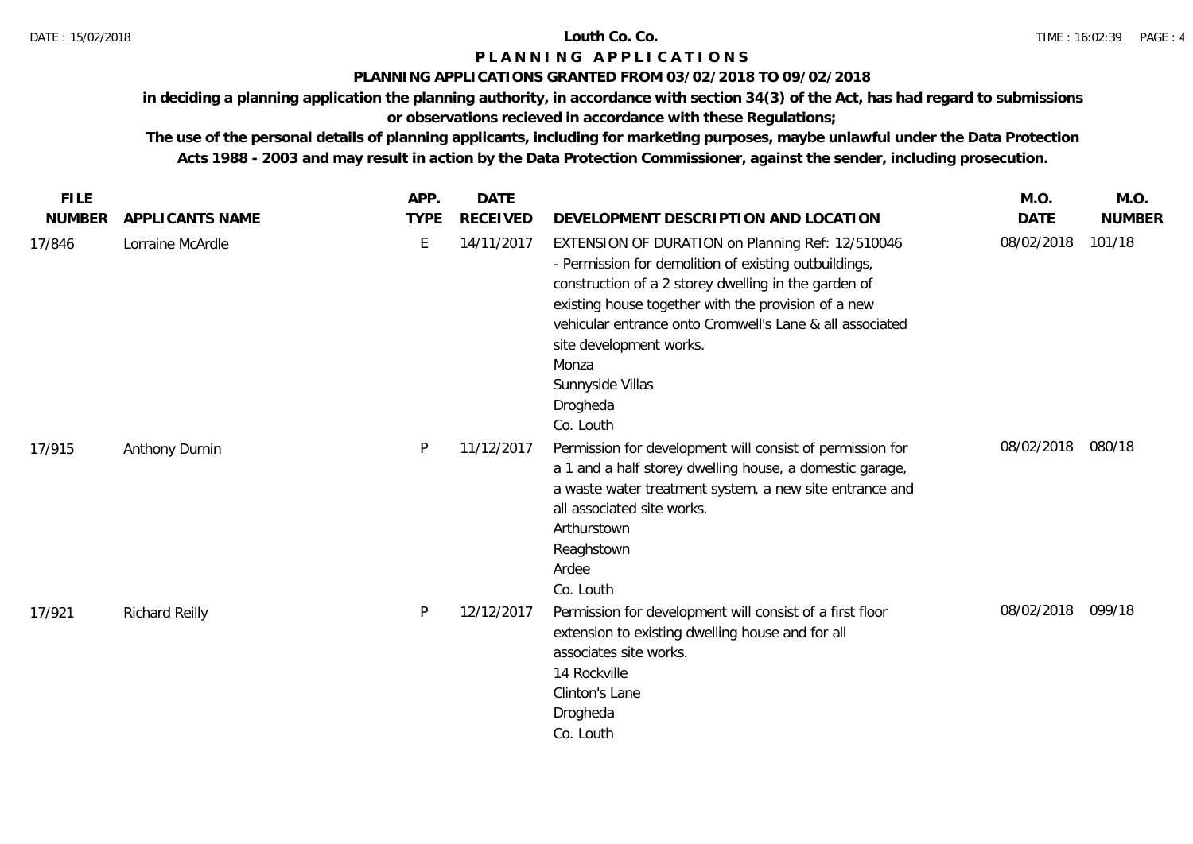**Louth Co. Co.**

**P L A N N I N G   A P P L I C A T I O N S**

**PLANNING APPLICATIONS GRANTED FROM 03/02/2018 TO 09/02/2018**

**in deciding a planning application the planning authority, in accordance with section 34(3) of the Act, has had regard to submissions or observations recieved in accordance with these Regulations;**

**The use of the personal details of planning applicants, including for marketing purposes, maybe unlawful under the Data Protection Acts 1988 - 2003 and may result in action by the Data Protection Commissioner, against the sender, including prosecution.**

| FILE NUMBER | APPLICANTS NAME | APP. TYPE | DATE RECEIVED | DEVELOPMENT DESCRIPTION AND LOCATION | M.O. DATE | M.O. NUMBER |
|---|---|---|---|---|---|---|
| 17/846 | Lorraine McArdle | E | 14/11/2017 | EXTENSION OF DURATION on Planning Ref: 12/510046 - Permission for demolition of existing outbuildings, construction of a 2 storey dwelling in the garden of existing house together with the provision of a new vehicular entrance onto Cromwell's Lane & all associated site development works. Monza Sunnyside Villas Drogheda Co. Louth | 08/02/2018 | 101/18 |
| 17/915 | Anthony Durnin | P | 11/12/2017 | Permission for development will consist of permission for a 1 and a half storey dwelling house, a domestic garage, a waste water treatment system, a new site entrance and all associated site works. Arthurstown Reaghstown Ardee Co. Louth | 08/02/2018 | 080/18 |
| 17/921 | Richard Reilly | P | 12/12/2017 | Permission for development will consist of a first floor extension to existing dwelling house and for all associates site works. 14 Rockville Clinton's Lane Drogheda Co. Louth | 08/02/2018 | 099/18 |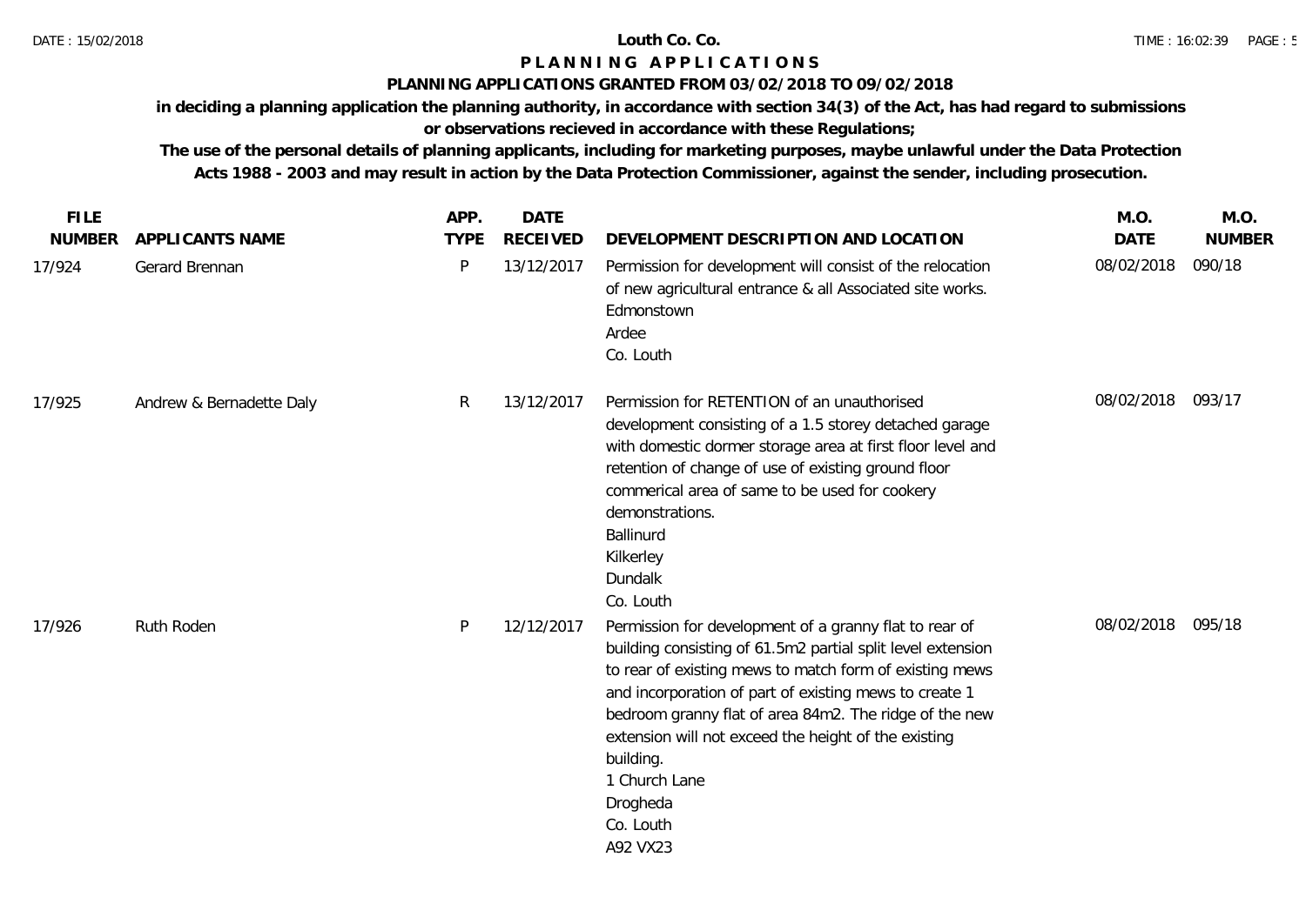**Louth Co. Co.**

# P L A N N I N G   A P P L I C A T I O N S

**PLANNING APPLICATIONS GRANTED FROM 03/02/2018 TO 09/02/2018**

**in deciding a planning application the planning authority, in accordance with section 34(3) of the Act, has had regard to submissions or observations recieved in accordance with these Regulations;**

**The use of the personal details of planning applicants, including for marketing purposes, maybe unlawful under the Data Protection Acts 1988 - 2003 and may result in action by the Data Protection Commissioner, against the sender, including prosecution.**

| FILE NUMBER | APPLICANTS NAME | APP. TYPE | DATE RECEIVED | DEVELOPMENT DESCRIPTION AND LOCATION | M.O. DATE | M.O. NUMBER |
|---|---|---|---|---|---|---|
| 17/924 | Gerard Brennan | P | 13/12/2017 | Permission for development will consist of the relocation of new agricultural entrance & all Associated site works. Edmonstown Ardee Co. Louth | 08/02/2018 | 090/18 |
| 17/925 | Andrew & Bernadette Daly | R | 13/12/2017 | Permission for RETENTION of an unauthorised development consisting of a 1.5 storey detached garage with domestic dormer storage area at first floor level and retention of change of use of existing ground floor commerical area of same to be used for cookery demonstrations. Ballinurd Kilkerley Dundalk Co. Louth | 08/02/2018 | 093/17 |
| 17/926 | Ruth Roden | P | 12/12/2017 | Permission for development of a granny flat to rear of building consisting of 61.5m2 partial split level extension to rear of existing mews to match form of existing mews and incorporation of part of existing mews to create 1 bedroom granny flat of area 84m2. The ridge of the new extension will not exceed the height of the existing building. 1 Church Lane Drogheda Co. Louth A92 VX23 | 08/02/2018 | 095/18 |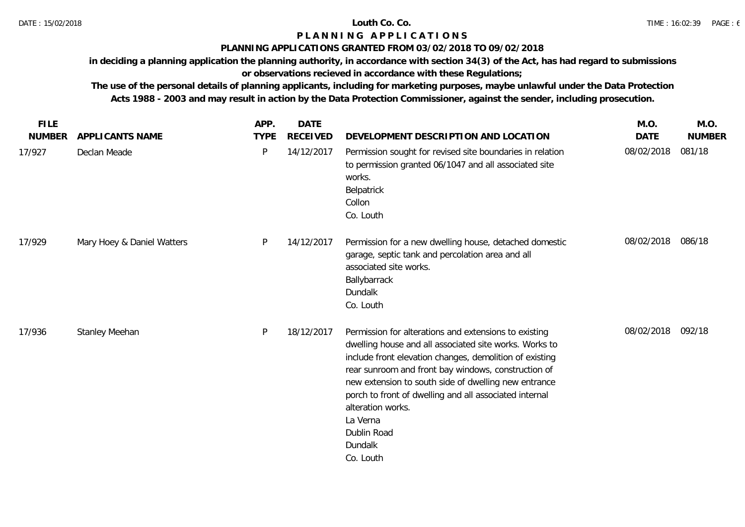# Louth Co. Co.

## P L A N N I N G A P P L I C A T I O N S

### PLANNING APPLICATIONS GRANTED FROM 03/02/2018 TO 09/02/2018

**in deciding a planning application the planning authority, in accordance with section 34(3) of the Act, has had regard to submissions or observations recieved in accordance with these Regulations;**

**The use of the personal details of planning applicants, including for marketing purposes, maybe unlawful under the Data Protection Acts 1988 - 2003 and may result in action by the Data Protection Commissioner, against the sender, including prosecution.**

| FILE NUMBER | APPLICANTS NAME | APP. TYPE | DATE RECEIVED | DEVELOPMENT DESCRIPTION AND LOCATION | M.O. DATE | M.O. NUMBER |
|---|---|---|---|---|---|---|
| 17/927 | Declan Meade | P | 14/12/2017 | Permission sought for revised site boundaries in relation to permission granted 06/1047 and all associated site works.<br>Belpatrick<br>Collon<br>Co. Louth | 08/02/2018 | 081/18 |
| 17/929 | Mary Hoey & Daniel Watters | P | 14/12/2017 | Permission for a new dwelling house, detached domestic garage, septic tank and percolation area and all associated site works.<br>Ballybarrack<br>Dundalk<br>Co. Louth | 08/02/2018 | 086/18 |
| 17/936 | Stanley Meehan | P | 18/12/2017 | Permission for alterations and extensions to existing dwelling house and all associated site works. Works to include front elevation changes, demolition of existing rear sunroom and front bay windows, construction of new extension to south side of dwelling new entrance porch to front of dwelling and all associated internal alteration works.<br>La Verna<br>Dublin Road<br>Dundalk<br>Co. Louth | 08/02/2018 | 092/18 |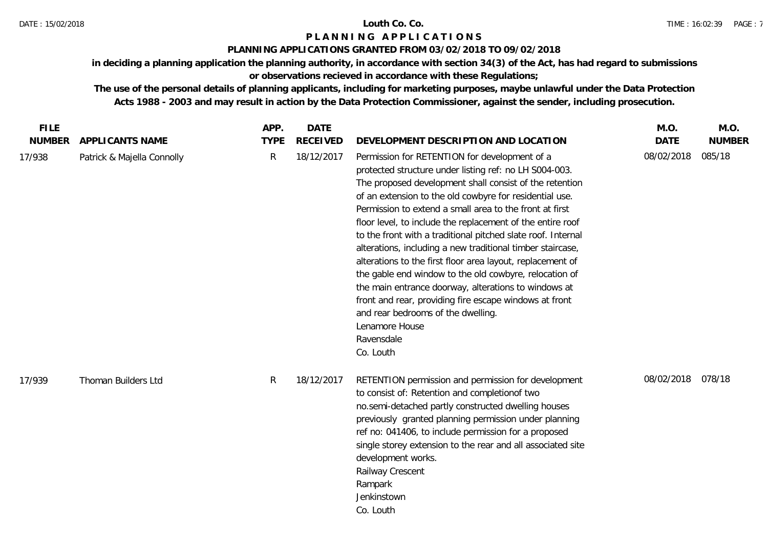# Louth Co. Co.

## P L A N N I N G   A P P L I C A T I O N S

### PLANNING APPLICATIONS GRANTED FROM 03/02/2018 TO 09/02/2018

**in deciding a planning application the planning authority, in accordance with section 34(3) of the Act, has had regard to submissions or observations recieved in accordance with these Regulations;**

**The use of the personal details of planning applicants, including for marketing purposes, maybe unlawful under the Data Protection Acts 1988 - 2003 and may result in action by the Data Protection Commissioner, against the sender, including prosecution.**

| FILE NUMBER | APPLICANTS NAME | APP. TYPE | DATE RECEIVED | DEVELOPMENT DESCRIPTION AND LOCATION | M.O. DATE | M.O. NUMBER |
|---|---|---|---|---|---|---|
| 17/938 | Patrick & Majella Connolly | R | 18/12/2017 | Permission for RETENTION for development of a protected structure under listing ref: no LH S004-003. The proposed development shall consist of the retention of an extension to the old cowbyre for residential use. Permission to extend a small area to the front at first floor level, to include the replacement of the entire roof to the front with a traditional pitched slate roof. Internal alterations, including a new traditional timber staircase, alterations to the first floor area layout, replacement of the gable end window to the old cowbyre, relocation of the main entrance doorway, alterations to windows at front and rear, providing fire escape windows at front and rear bedrooms of the dwelling.<br>Lenamore House<br>Ravensdale<br>Co. Louth | 08/02/2018 | 085/18 |
| 17/939 | Thoman Builders Ltd | R | 18/12/2017 | RETENTION permission and permission for development to consist of: Retention and completionof two no.semi-detached partly constructed dwelling houses previously granted planning permission under planning ref no: 041406, to include permission for a proposed single storey extension to the rear and all associated site development works.<br>Railway Crescent<br>Rampark<br>Jenkinstown<br>Co. Louth | 08/02/2018 | 078/18 |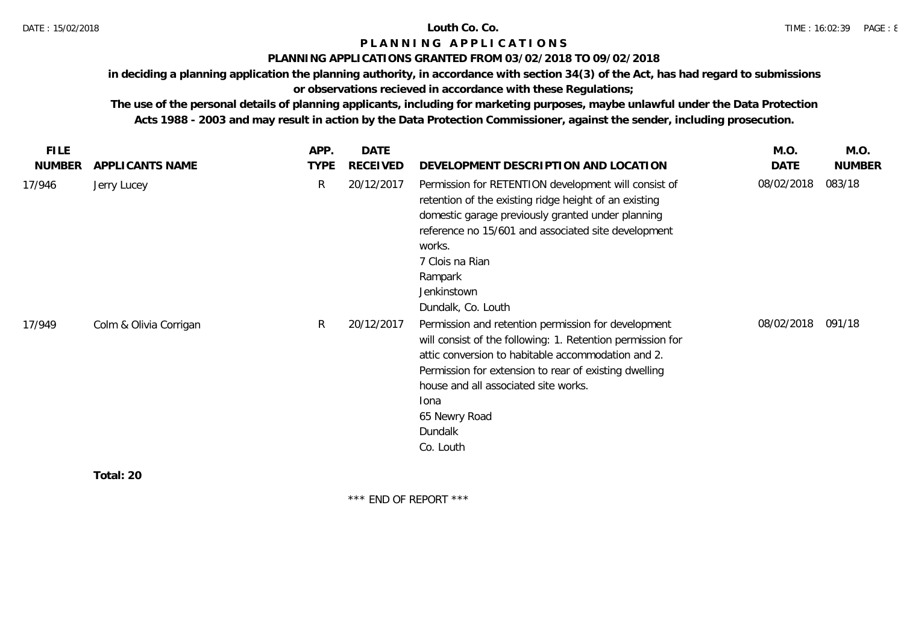# Louth Co. Co.

## PLANNING APPLICATIONS

### PLANNING APPLICATIONS GRANTED FROM 03/02/2018 TO 09/02/2018

**in deciding a planning application the planning authority, in accordance with section 34(3) of the Act, has had regard to submissions or observations recieved in accordance with these Regulations;**

**The use of the personal details of planning applicants, including for marketing purposes, maybe unlawful under the Data Protection Acts 1988 - 2003 and may result in action by the Data Protection Commissioner, against the sender, including prosecution.**

| FILE NUMBER | APPLICANTS NAME | APP. TYPE | DATE RECEIVED | DEVELOPMENT DESCRIPTION AND LOCATION | M.O. DATE | M.O. NUMBER |
|---|---|---|---|---|---|---|
| 17/946 | Jerry Lucey | R | 20/12/2017 | Permission for RETENTION development will consist of retention of the existing ridge height of an existing domestic garage previously granted under planning reference no 15/601 and associated site development works.<br>7 Clois na Rian<br>Rampark<br>Jenkinstown<br>Dundalk, Co. Louth | 08/02/2018 | 083/18 |
| 17/949 | Colm & Olivia Corrigan | R | 20/12/2017 | Permission and retention permission for development will consist of the following: 1. Retention permission for attic conversion to habitable accommodation and 2. Permission for extension to rear of existing dwelling house and all associated site works.<br>Iona<br>65 Newry Road<br>Dundalk<br>Co. Louth | 08/02/2018 | 091/18 |

**Total: 20**

*** END OF REPORT ***